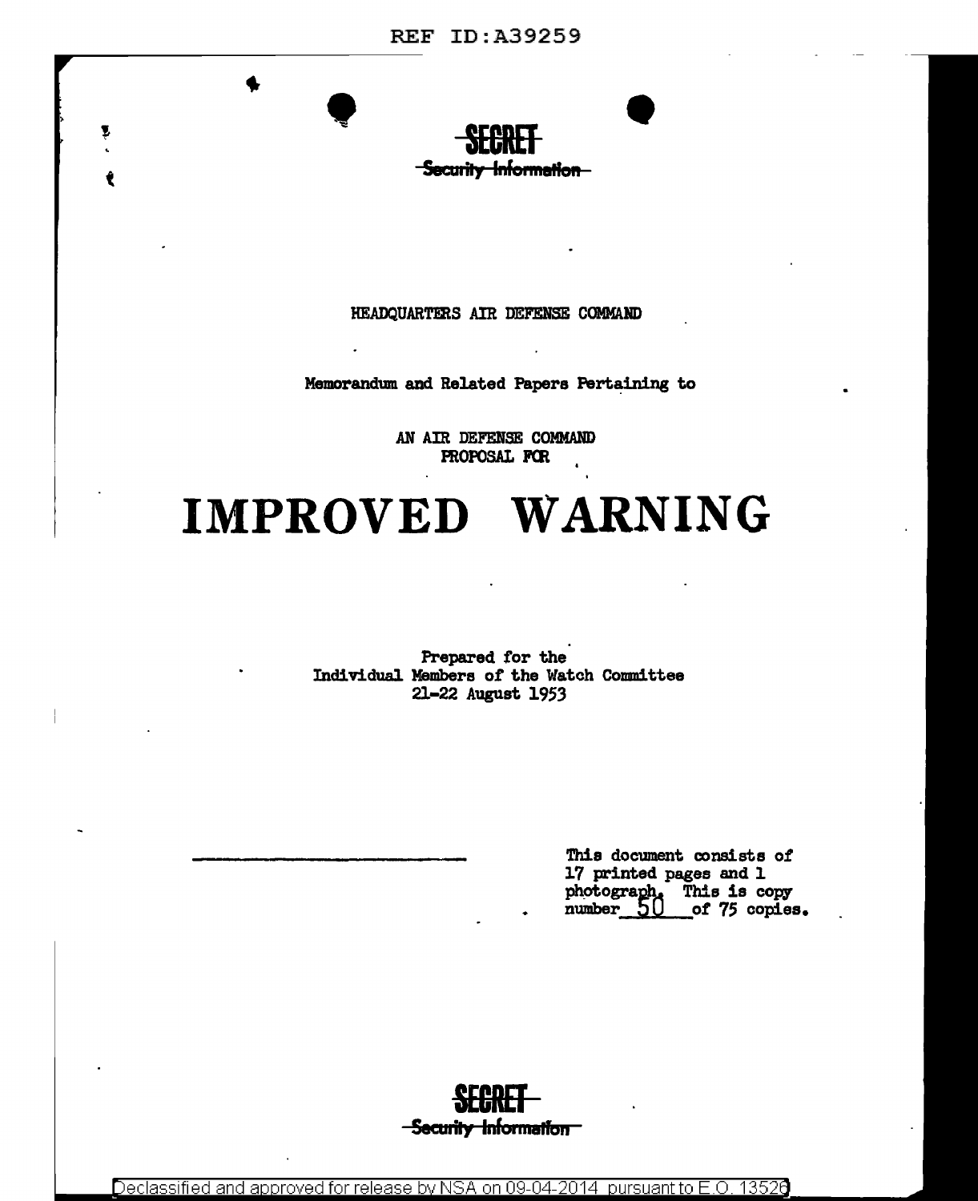SECRET
Security Information

HEADQUARTERS AIR DEFENSE COMMAND

Memorandum and Related Papers Pertaining to

AN AIR DEFENSE COMMAND
PROPOSAL FOR

# IMPROVED WARNING

Prepared for the
Individual Members of the Watch Committee
21-22 August 1953

This document consists of 17 printed pages and 1 photograph. This is copy number 50 of 75 copies.

SECRET
Security Information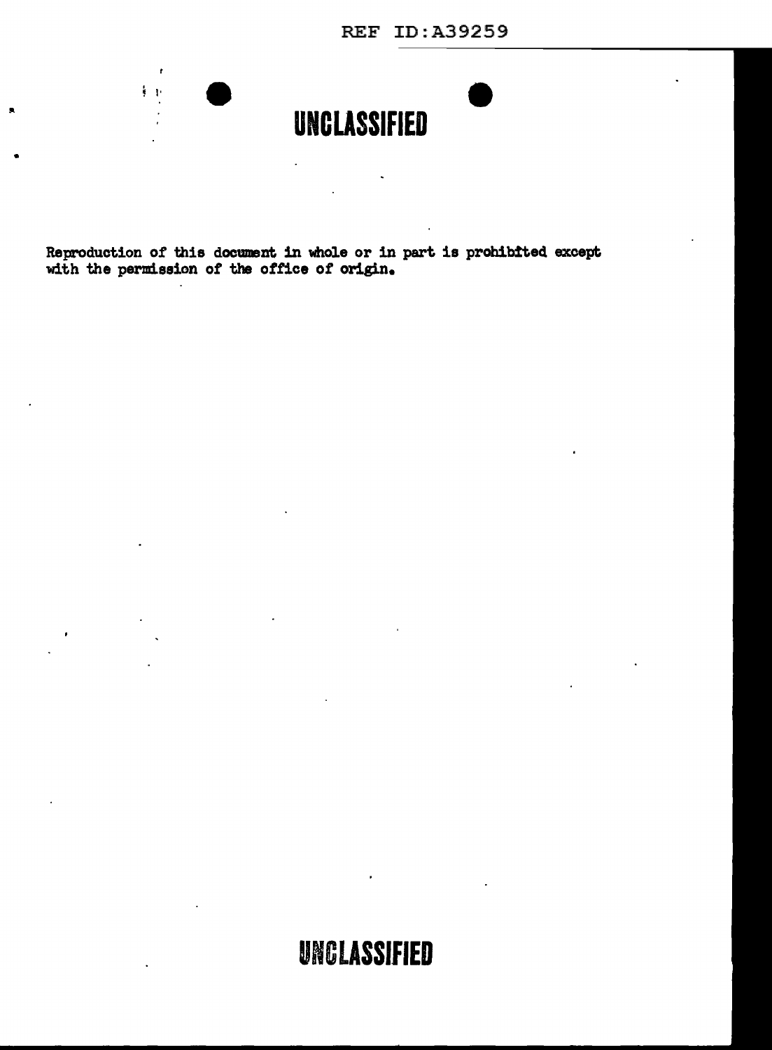UNCLASSIFIED

Reproduction of this document in whole or in part is prohibited except with the permission of the office of origin.

UNCLASSIFIED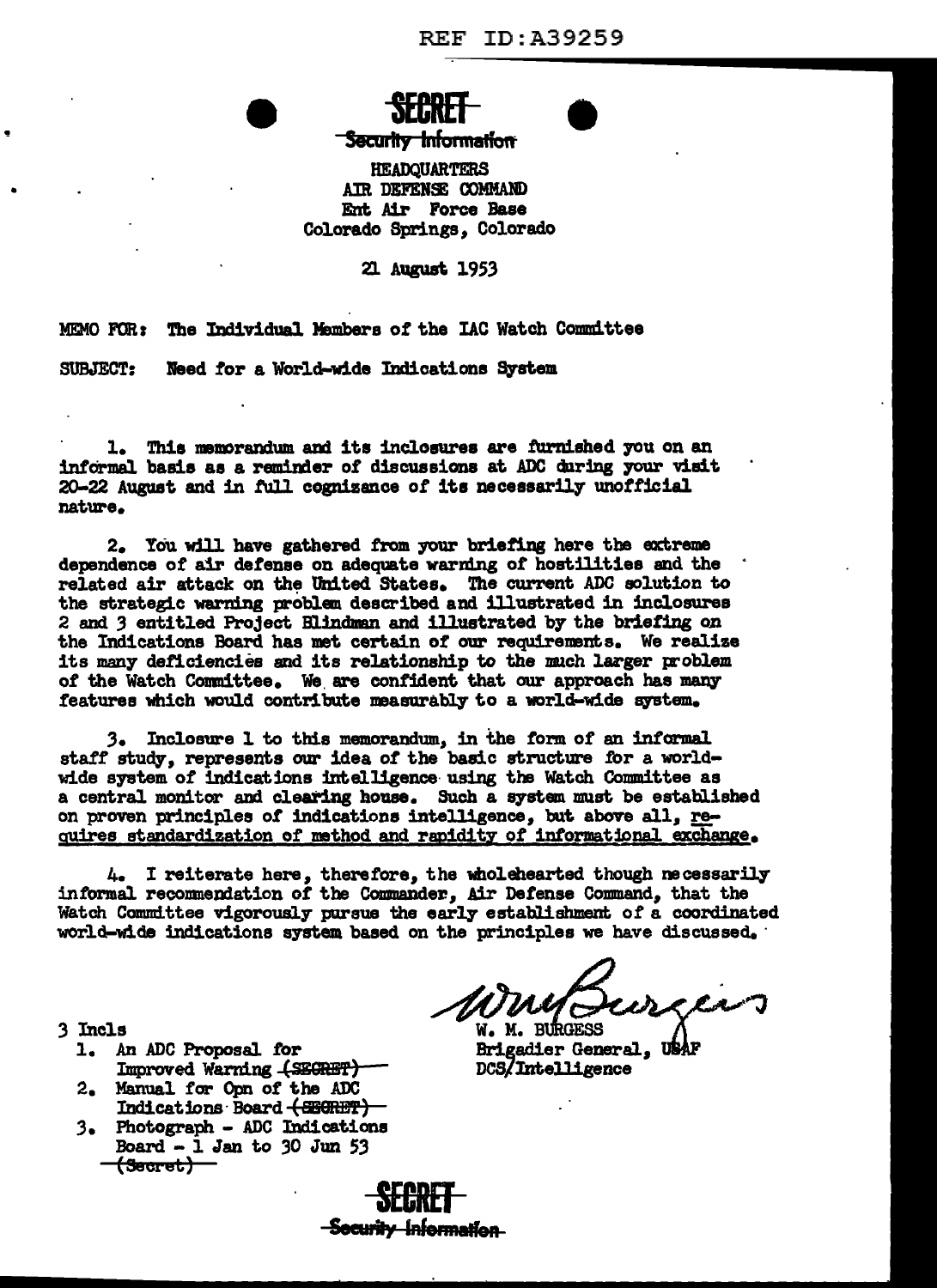REF ID:A39259

**SECRET**

~~Security Information~~

HEADQUARTERS
AIR DEFENSE COMMAND
Ent Air Force Base
Colorado Springs, Colorado

21 August 1953

MEMO FOR: The Individual Members of the IAC Watch Committee

SUBJECT: Need for a World-wide Indications System

1. This memorandum and its inclosures are furnished you on an informal basis as a reminder of discussions at ADC during your visit 20-22 August and in full cognizance of its necessarily unofficial nature.

2. You will have gathered from your briefing here the extreme dependence of air defense on adequate warning of hostilities and the related air attack on the United States. The current ADC solution to the strategic warning problem described and illustrated in inclosures 2 and 3 entitled Project Blindman and illustrated by the briefing on the Indications Board has met certain of our requirements. We realize its many deficiencies and its relationship to the much larger problem of the Watch Committee. We are confident that our approach has many features which would contribute measurably to a world-wide system.

3. Inclosure 1 to this memorandum, in the form of an informal staff study, represents our idea of the basic structure for a world-wide system of indications intelligence using the Watch Committee as a central monitor and clearing house. Such a system must be established on proven principles of indications intelligence, but above all, <u>requires standardization of method and rapidity of informational exchange.</u>

4. I reiterate here, therefore, the wholehearted though necessarily informal recommendation of the Commander, Air Defense Command, that the Watch Committee vigorously pursue the early establishment of a coordinated world-wide indications system based on the principles we have discussed.

W. M. BURGESS
Brigadier General, USAF
DCS/Intelligence

3 Incls
1. An ADC Proposal for Improved Warning ~~(SECRET)~~
2. Manual for Opn of the ADC Indications Board ~~(SECRET)~~
3. Photograph - ADC Indications Board - 1 Jan to 30 Jun 53 ~~(Secret)~~

**SECRET**

~~Security Information~~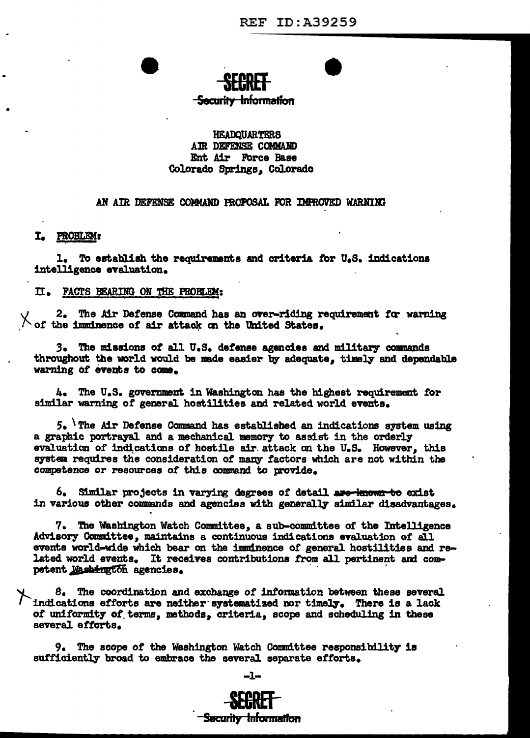SECRET
Security Information

HEADQUARTERS
AIR DEFENSE COMMAND
Ent Air Force Base
Colorado Springs, Colorado

AN AIR DEFENSE COMMAND PROPOSAL FOR IMPROVED WARNING

## I. PROBLEM:

1. To establish the requirements and criteria for U.S. indications intelligence evaluation.

## II. FACTS BEARING ON THE PROBLEM:

2. The Air Defense Command has an over-riding requirement for warning of the imminence of air attack on the United States.

3. The missions of all U.S. defense agencies and military commands throughout the world would be made easier by adequate, timely and dependable warning of events to come.

4. The U.S. government in Washington has the highest requirement for similar warning of general hostilities and related world events.

5. The Air Defense Command has established an indications system using a graphic portrayal and a mechanical memory to assist in the orderly evaluation of indications of hostile air attack on the U.S. However, this system requires the consideration of many factors which are not within the competence or resources of this command to provide.

6. Similar projects in varying degrees of detail ~~are known to~~ exist in various other commands and agencies with generally similar disadvantages.

7. The Washington Watch Committee, a sub-committee of the Intelligence Advisory Committee, maintains a continuous indications evaluation of all events world-wide which bear on the imminence of general hostilities and related world events. It receives contributions from all pertinent and competent Washington agencies.

8. The coordination and exchange of information between these several indications efforts are neither systematized nor timely. There is a lack of uniformity of terms, methods, criteria, scope and scheduling in these several efforts.

9. The scope of the Washington Watch Committee responsibility is sufficiently broad to embrace the several separate efforts.

SECRET
Security Information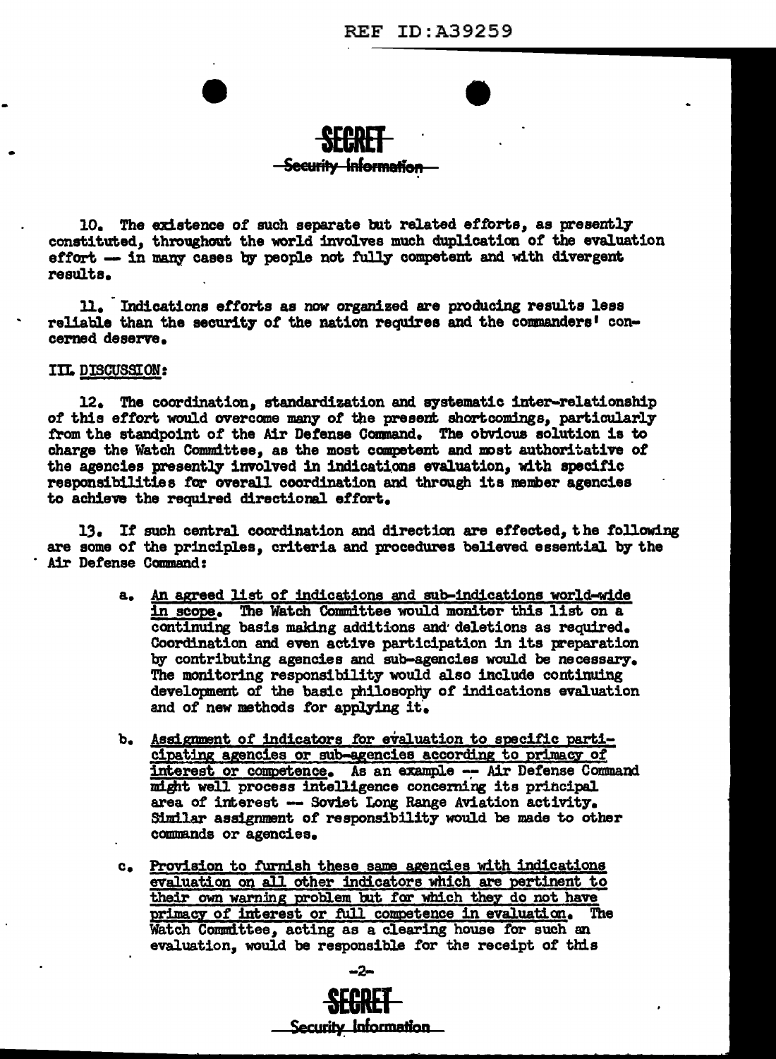SECRET
Security Information

10. The existence of such separate but related efforts, as presently constituted, throughout the world involves much duplication of the evaluation effort — in many cases by people not fully competent and with divergent results.

11. Indications efforts as now organized are producing results less reliable than the security of the nation requires and the commanders' concerned deserve.

III. DISCUSSION:

12. The coordination, standardization and systematic inter-relationship of this effort would overcome many of the present shortcomings, particularly from the standpoint of the Air Defense Command. The obvious solution is to charge the Watch Committee, as the most competent and most authoritative of the agencies presently involved in indications evaluation, with specific responsibilities for overall coordination and through its member agencies to achieve the required directional effort.

13. If such central coordination and direction are effected, the following are some of the principles, criteria and procedures believed essential by the Air Defense Command:

a. An agreed list of indications and sub-indications world-wide in scope. The Watch Committee would monitor this list on a continuing basis making additions and deletions as required. Coordination and even active participation in its preparation by contributing agencies and sub-agencies would be necessary. The monitoring responsibility would also include continuing development of the basic philosophy of indications evaluation and of new methods for applying it.

b. Assignment of indicators for evaluation to specific participating agencies or sub-agencies according to primacy of interest or competence. As an example -- Air Defense Command might well process intelligence concerning its principal area of interest -- Soviet Long Range Aviation activity. Similar assignment of responsibility would be made to other commands or agencies.

c. Provision to furnish these same agencies with indications evaluation on all other indicators which are pertinent to their own warning problem but for which they do not have primacy of interest or full competence in evaluation. The Watch Committee, acting as a clearing house for such an evaluation, would be responsible for the receipt of this

SECRET
Security Information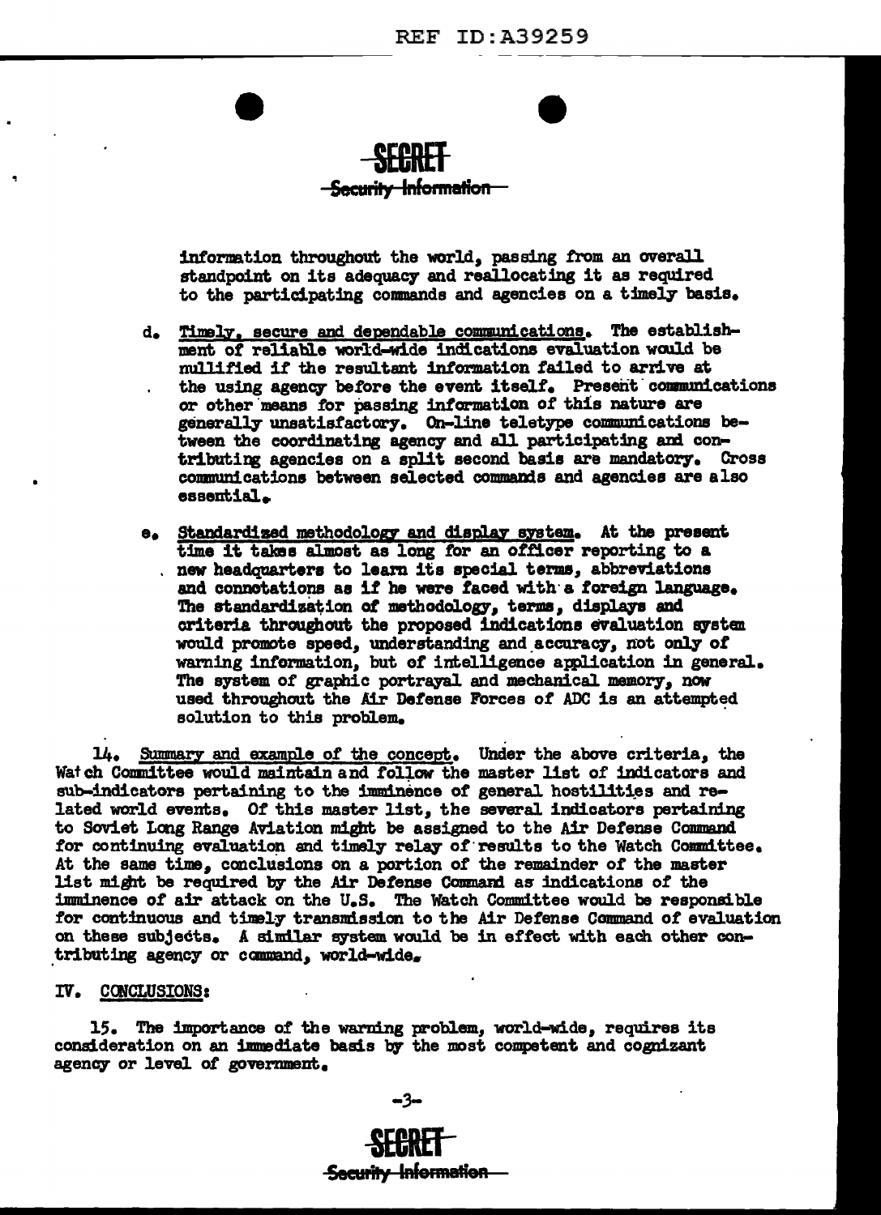information throughout the world, passing from an overall standpoint on its adequacy and reallocating it as required to the participating commands and agencies on a timely basis.

d. Timely, secure and dependable communications. The establishment of reliable world-wide indications evaluation would be nullified if the resultant information failed to arrive at the using agency before the event itself. Present communications or other means for passing information of this nature are generally unsatisfactory. On-line teletype communications between the coordinating agency and all participating and contributing agencies on a split second basis are mandatory. Cross communications between selected commands and agencies are also essential.

e. Standardized methodology and display system. At the present time it takes almost as long for an officer reporting to a new headquarters to learn its special terms, abbreviations and connotations as if he were faced with a foreign language. The standardization of methodology, terms, displays and criteria throughout the proposed indications evaluation system would promote speed, understanding and accuracy, not only of warning information, but of intelligence application in general. The system of graphic portrayal and mechanical memory, now used throughout the Air Defense Forces of ADC is an attempted solution to this problem.

14. Summary and example of the concept. Under the above criteria, the Watch Committee would maintain and follow the master list of indicators and sub-indicators pertaining to the imminence of general hostilities and related world events. Of this master list, the several indicators pertaining to Soviet Long Range Aviation might be assigned to the Air Defense Command for continuing evaluation and timely relay of results to the Watch Committee. At the same time, conclusions on a portion of the remainder of the master list might be required by the Air Defense Command as indications of the imminence of air attack on the U.S. The Watch Committee would be responsible for continuous and timely transmission to the Air Defense Command of evaluation on these subjects. A similar system would be in effect with each other contributing agency or command, world-wide.

## IV. CONCLUSIONS:

15. The importance of the warning problem, world-wide, requires its consideration on an immediate basis by the most competent and cognizant agency or level of government.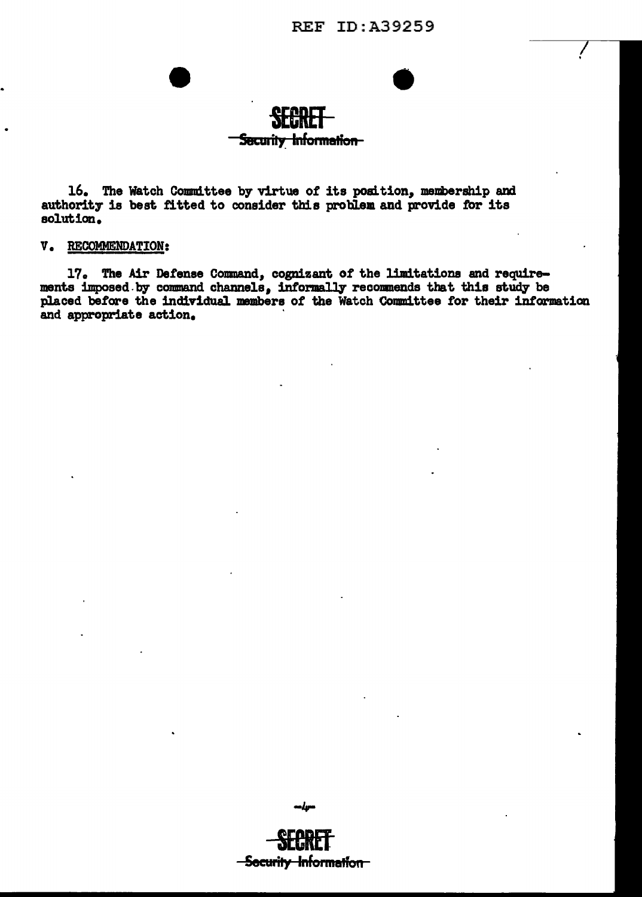SECRET
Security Information

16. The Watch Committee by virtue of its position, membership and authority is best fitted to consider this problem and provide for its solution.

## V. RECOMMENDATION:

17. The Air Defense Command, cognizant of the limitations and requirements imposed by command channels, informally recommends that this study be placed before the individual members of the Watch Committee for their information and appropriate action.

SECRET
Security Information